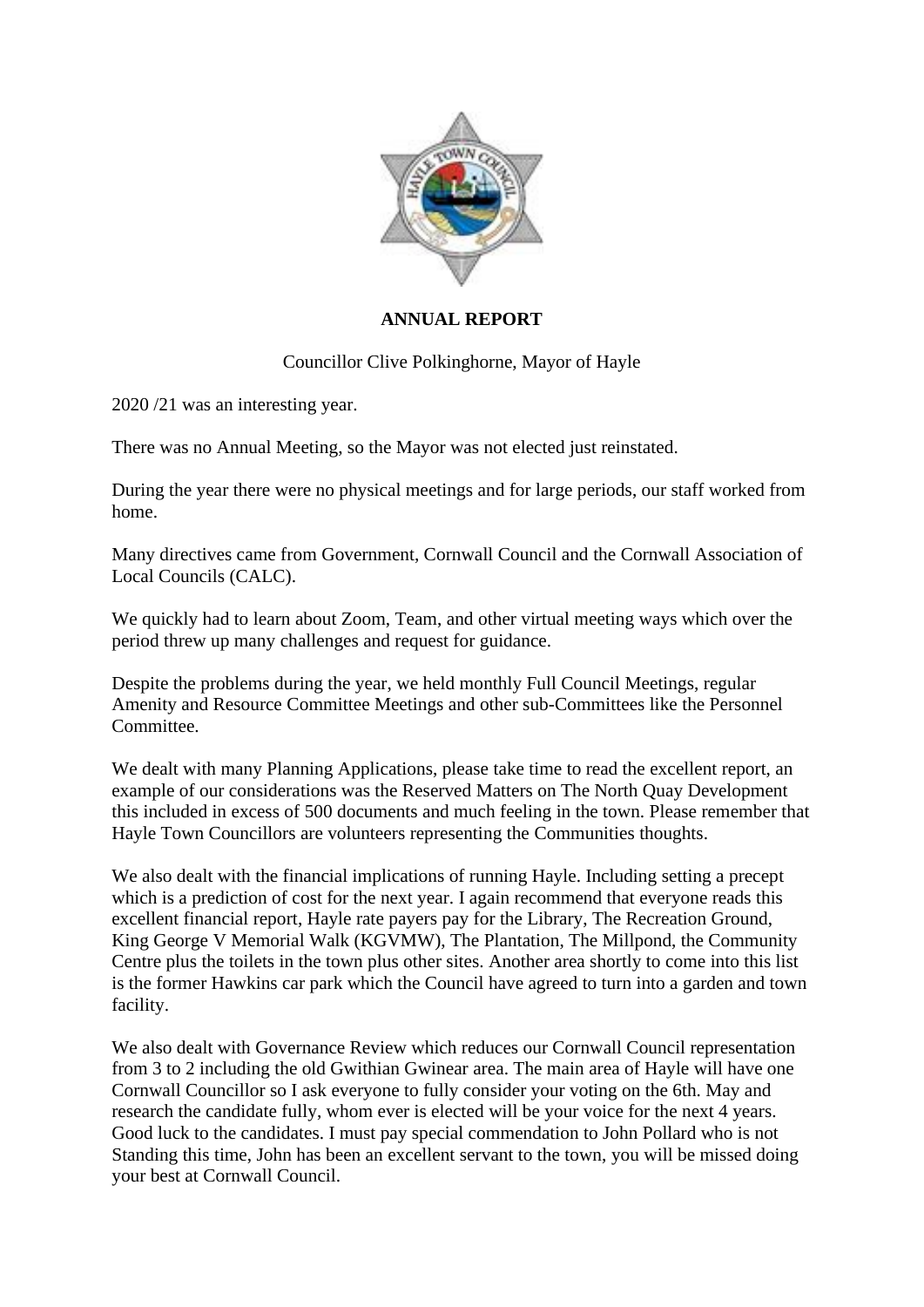**ANNUAL REPORT**

Councillor Clive Polkinghorne, Mayor of Hayle

2020 /21 was an interesting year.

There was no Annual Meeting, so the Mayor was not elected just reinstated.

During the year there were no physical meetings and for large periods, our staff worked from home.

Many directives came from Government, Cornwall Council and the Cornwall Association of Local Councils (CALC).

We quickly had to learn about Zoom, Team, and other virtual meeting ways which over the period threw up many challenges and request for guidance.

Despite the problems during the year, we held monthly Full Council Meetings, regular Amenity and Resource Committee Meetings and other sub-Committees like the Personnel Committee.

We dealt with many Planning Applications, please take time to read the excellent report, an example of our considerations was the Reserved Matters on The North Quay Development this included in excess of 500 documents and much feeling in the town. Please remember that Hayle Town Councillors are volunteers representing the Communities thoughts.

We also dealt with the financial implications of running Hayle. Including setting a precept which is a prediction of cost for the next year. I again recommend that everyone reads this excellent financial report, Hayle rate payers pay for the Library, The Recreation Ground, King George V Memorial Walk (KGVMW), The Plantation, The Millpond, the Community Centre plus the toilets in the town plus other sites. Another area shortly to come into this list is the former Hawkins car park which the Council have agreed to turn into a garden and town facility.

We also dealt with Governance Review which reduces our Cornwall Council representation from 3 to 2 including the old Gwithian Gwinear area. The main area of Hayle will have one Cornwall Councillor so I ask everyone to fully consider your voting on the 6th. May and research the candidate fully, whom ever is elected will be your voice for the next 4 years. Good luck to the candidates. I must pay special commendation to John Pollard who is not Standing this time, John has been an excellent servant to the town, you will be missed doing your best at Cornwall Council.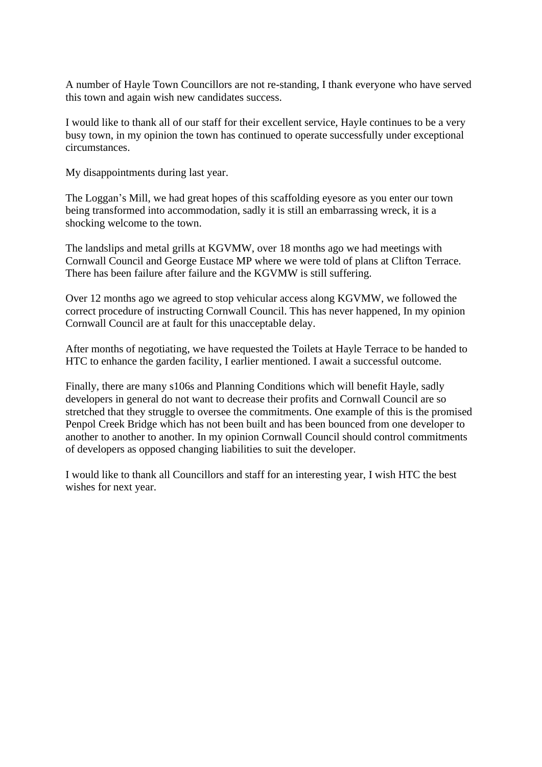A number of Hayle Town Councillors are not re-standing, I thank everyone who have served this town and again wish new candidates success.

I would like to thank all of our staff for their excellent service, Hayle continues to be a very busy town, in my opinion the town has continued to operate successfully under exceptional circumstances.

My disappointments during last year.

The Loggan's Mill, we had great hopes of this scaffolding eyesore as you enter our town being transformed into accommodation, sadly it is still an embarrassing wreck, it is a shocking welcome to the town.

The landslips and metal grills at KGVMW, over 18 months ago we had meetings with Cornwall Council and George Eustace MP where we were told of plans at Clifton Terrace. There has been failure after failure and the KGVMW is still suffering.

Over 12 months ago we agreed to stop vehicular access along KGVMW, we followed the correct procedure of instructing Cornwall Council. This has never happened, In my opinion Cornwall Council are at fault for this unacceptable delay.

After months of negotiating, we have requested the Toilets at Hayle Terrace to be handed to HTC to enhance the garden facility, I earlier mentioned. I await a successful outcome.

Finally, there are many s106s and Planning Conditions which will benefit Hayle, sadly developers in general do not want to decrease their profits and Cornwall Council are so stretched that they struggle to oversee the commitments. One example of this is the promised Penpol Creek Bridge which has not been built and has been bounced from one developer to another to another to another. In my opinion Cornwall Council should control commitments of developers as opposed changing liabilities to suit the developer.

I would like to thank all Councillors and staff for an interesting year, I wish HTC the best wishes for next year.